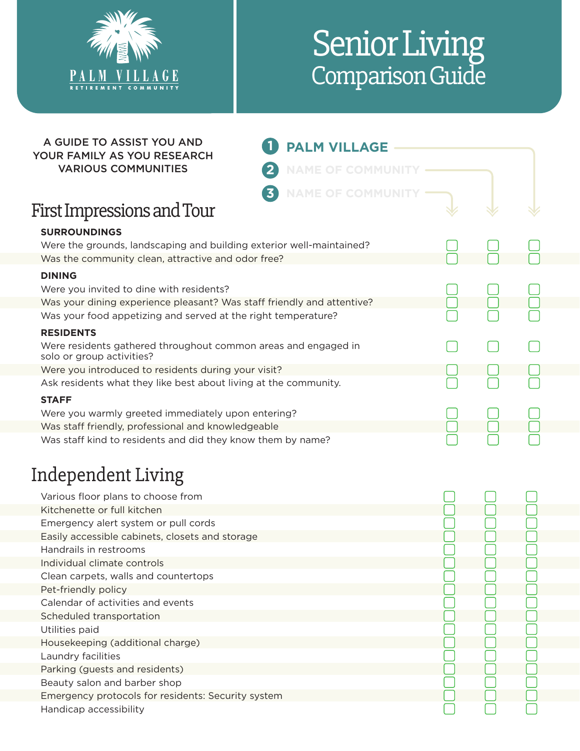PALM VILLAGE
RETIREMENT COMMUNITY

# Senior Living Comparison Guide

A GUIDE TO ASSIST YOU AND YOUR FAMILY AS YOU RESEARCH VARIOUS COMMUNITIES

1. **PALM VILLAGE**
2. NAME OF COMMUNITY
3. NAME OF COMMUNITY

## First Impressions and Tour

| | 1 | 2 | 3 |
|---|---|---|---|
| **SURROUNDINGS** | | | |
| Were the grounds, landscaping and building exterior well-maintained? | ☐ | ☐ | ☐ |
| Was the community clean, attractive and odor free? | ☐ | ☐ | ☐ |
| **DINING** | | | |
| Were you invited to dine with residents? | ☐ | ☐ | ☐ |
| Was your dining experience pleasant? Was staff friendly and attentive? | ☐ | ☐ | ☐ |
| Was your food appetizing and served at the right temperature? | ☐ | ☐ | ☐ |
| **RESIDENTS** | | | |
| Were residents gathered throughout common areas and engaged in solo or group activities? | ☐ | ☐ | ☐ |
| Were you introduced to residents during your visit? | ☐ | ☐ | ☐ |
| Ask residents what they like best about living at the community. | ☐ | ☐ | ☐ |
| **STAFF** | | | |
| Were you warmly greeted immediately upon entering? | ☐ | ☐ | ☐ |
| Was staff friendly, professional and knowledgeable | ☐ | ☐ | ☐ |
| Was staff kind to residents and did they know them by name? | ☐ | ☐ | ☐ |

## Independent Living

| | 1 | 2 | 3 |
|---|---|---|---|
| Various floor plans to choose from | ☐ | ☐ | ☐ |
| Kitchenette or full kitchen | ☐ | ☐ | ☐ |
| Emergency alert system or pull cords | ☐ | ☐ | ☐ |
| Easily accessible cabinets, closets and storage | ☐ | ☐ | ☐ |
| Handrails in restrooms | ☐ | ☐ | ☐ |
| Individual climate controls | ☐ | ☐ | ☐ |
| Clean carpets, walls and countertops | ☐ | ☐ | ☐ |
| Pet-friendly policy | ☐ | ☐ | ☐ |
| Calendar of activities and events | ☐ | ☐ | ☐ |
| Scheduled transportation | ☐ | ☐ | ☐ |
| Utilities paid | ☐ | ☐ | ☐ |
| Housekeeping (additional charge) | ☐ | ☐ | ☐ |
| Laundry facilities | ☐ | ☐ | ☐ |
| Parking (guests and residents) | ☐ | ☐ | ☐ |
| Beauty salon and barber shop | ☐ | ☐ | ☐ |
| Emergency protocols for residents: Security system | ☐ | ☐ | ☐ |
| Handicap accessibility | ☐ | ☐ | ☐ |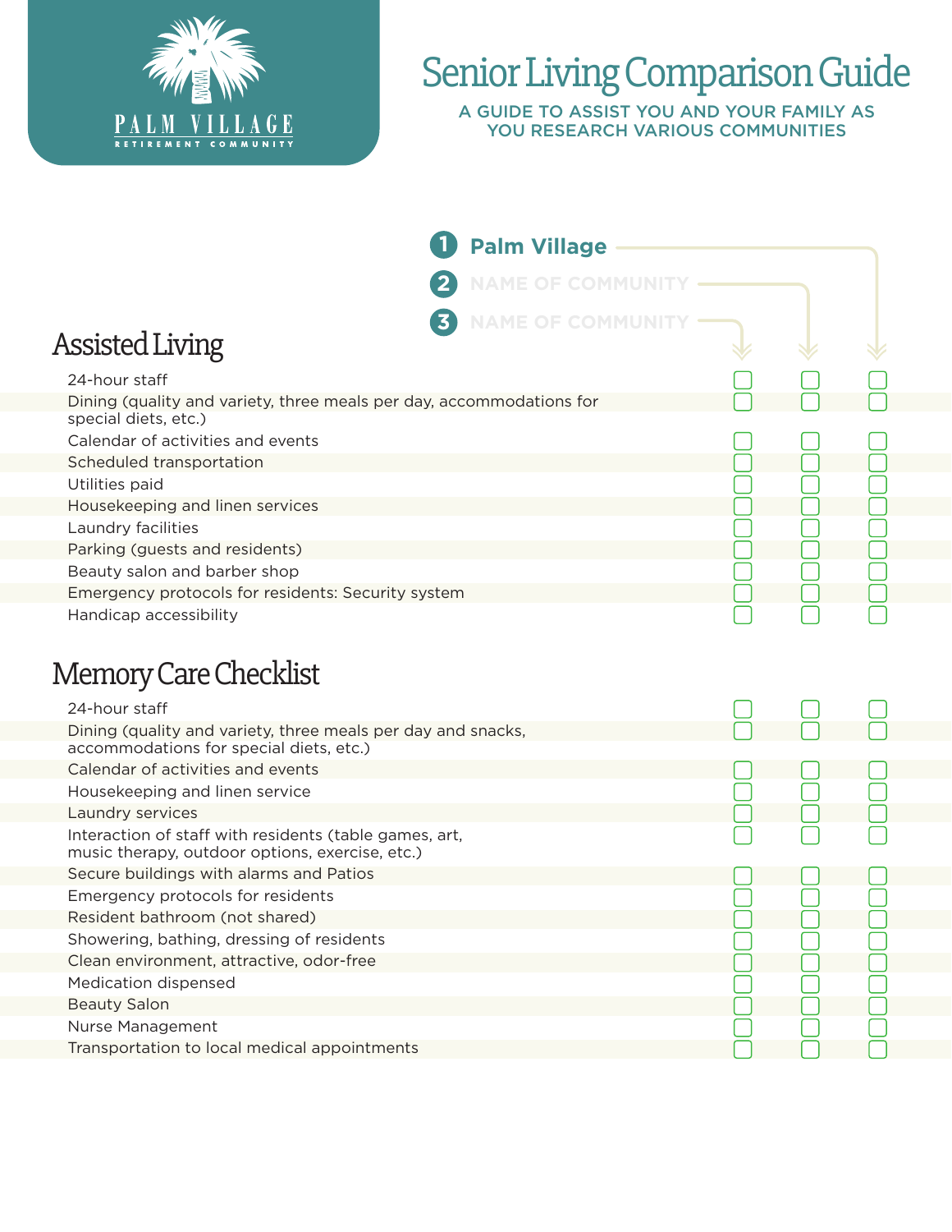PALM VILLAGE
RETIREMENT COMMUNITY

# Senior Living Comparison Guide

A GUIDE TO ASSIST YOU AND YOUR FAMILY AS YOU RESEARCH VARIOUS COMMUNITIES

1. Palm Village
2. NAME OF COMMUNITY
3. NAME OF COMMUNITY

## Assisted Living

| | 1 | 2 | 3 |
|---|---|---|---|
| 24-hour staff | ☐ | ☐ | ☐ |
| Dining (quality and variety, three meals per day, accommodations for special diets, etc.) | ☐ | ☐ | ☐ |
| Calendar of activities and events | ☐ | ☐ | ☐ |
| Scheduled transportation | ☐ | ☐ | ☐ |
| Utilities paid | ☐ | ☐ | ☐ |
| Housekeeping and linen services | ☐ | ☐ | ☐ |
| Laundry facilities | ☐ | ☐ | ☐ |
| Parking (guests and residents) | ☐ | ☐ | ☐ |
| Beauty salon and barber shop | ☐ | ☐ | ☐ |
| Emergency protocols for residents: Security system | ☐ | ☐ | ☐ |
| Handicap accessibility | ☐ | ☐ | ☐ |

## Memory Care Checklist

| | 1 | 2 | 3 |
|---|---|---|---|
| 24-hour staff | ☐ | ☐ | ☐ |
| Dining (quality and variety, three meals per day and snacks, accommodations for special diets, etc.) | ☐ | ☐ | ☐ |
| Calendar of activities and events | ☐ | ☐ | ☐ |
| Housekeeping and linen service | ☐ | ☐ | ☐ |
| Laundry services | ☐ | ☐ | ☐ |
| Interaction of staff with residents (table games, art, music therapy, outdoor options, exercise, etc.) | ☐ | ☐ | ☐ |
| Secure buildings with alarms and Patios | ☐ | ☐ | ☐ |
| Emergency protocols for residents | ☐ | ☐ | ☐ |
| Resident bathroom (not shared) | ☐ | ☐ | ☐ |
| Showering, bathing, dressing of residents | ☐ | ☐ | ☐ |
| Clean environment, attractive, odor-free | ☐ | ☐ | ☐ |
| Medication dispensed | ☐ | ☐ | ☐ |
| Beauty Salon | ☐ | ☐ | ☐ |
| Nurse Management | ☐ | ☐ | ☐ |
| Transportation to local medical appointments | ☐ | ☐ | ☐ |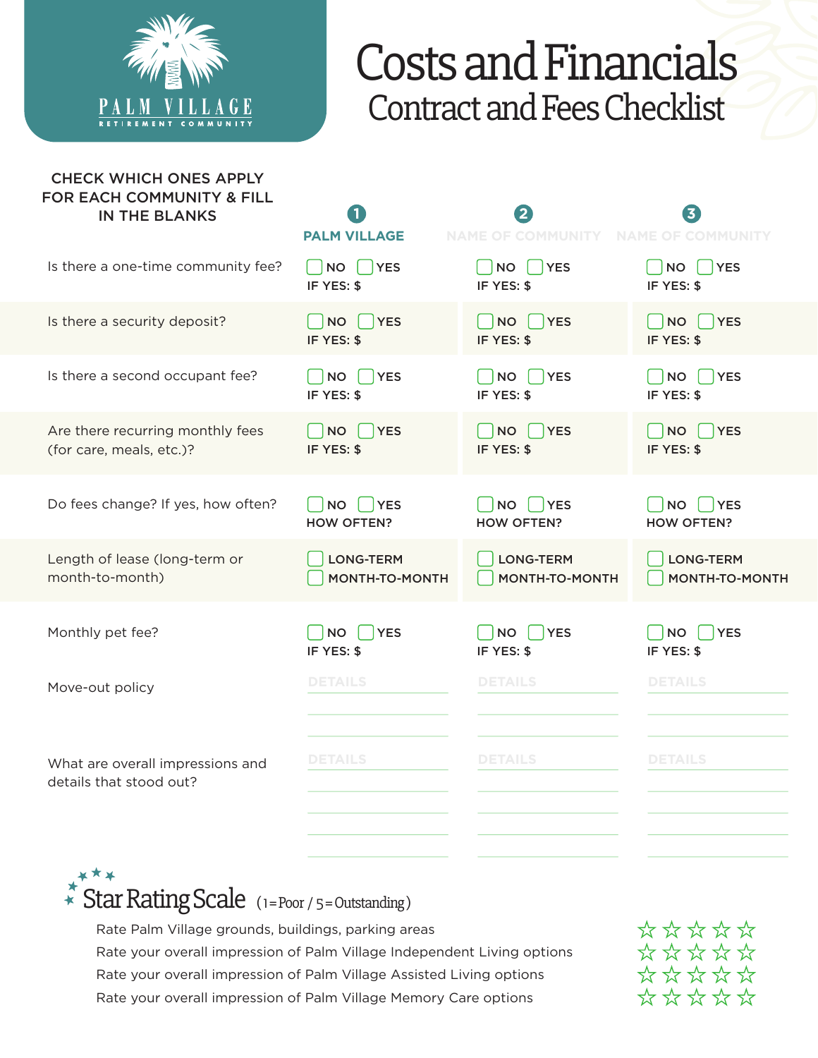PALM VILLAGE
RETIREMENT COMMUNITY

# Costs and Financials

## Contract and Fees Checklist

| CHECK WHICH ONES APPLY FOR EACH COMMUNITY & FILL IN THE BLANKS | 1 PALM VILLAGE | 2 NAME OF COMMUNITY | 3 NAME OF COMMUNITY |
|---|---|---|---|
| Is there a one-time community fee? | ☐ NO ☐ YES IF YES: $ | ☐ NO ☐ YES IF YES: $ | ☐ NO ☐ YES IF YES: $ |
| Is there a security deposit? | ☐ NO ☐ YES IF YES: $ | ☐ NO ☐ YES IF YES: $ | ☐ NO ☐ YES IF YES: $ |
| Is there a second occupant fee? | ☐ NO ☐ YES IF YES: $ | ☐ NO ☐ YES IF YES: $ | ☐ NO ☐ YES IF YES: $ |
| Are there recurring monthly fees (for care, meals, etc.)? | ☐ NO ☐ YES IF YES: $ | ☐ NO ☐ YES IF YES: $ | ☐ NO ☐ YES IF YES: $ |
| Do fees change? If yes, how often? | ☐ NO ☐ YES HOW OFTEN? | ☐ NO ☐ YES HOW OFTEN? | ☐ NO ☐ YES HOW OFTEN? |
| Length of lease (long-term or month-to-month) | ☐ LONG-TERM ☐ MONTH-TO-MONTH | ☐ LONG-TERM ☐ MONTH-TO-MONTH | ☐ LONG-TERM ☐ MONTH-TO-MONTH |
| Monthly pet fee? | ☐ NO ☐ YES IF YES: $ | ☐ NO ☐ YES IF YES: $ | ☐ NO ☐ YES IF YES: $ |
| Move-out policy | DETAILS | DETAILS | DETAILS |
| What are overall impressions and details that stood out? | DETAILS | DETAILS | DETAILS |

## Star Rating Scale (1=Poor / 5=Outstanding)

- Rate Palm Village grounds, buildings, parking areas ☆☆☆☆☆
- Rate your overall impression of Palm Village Independent Living options ☆☆☆☆☆
- Rate your overall impression of Palm Village Assisted Living options ☆☆☆☆☆
- Rate your overall impression of Palm Village Memory Care options ☆☆☆☆☆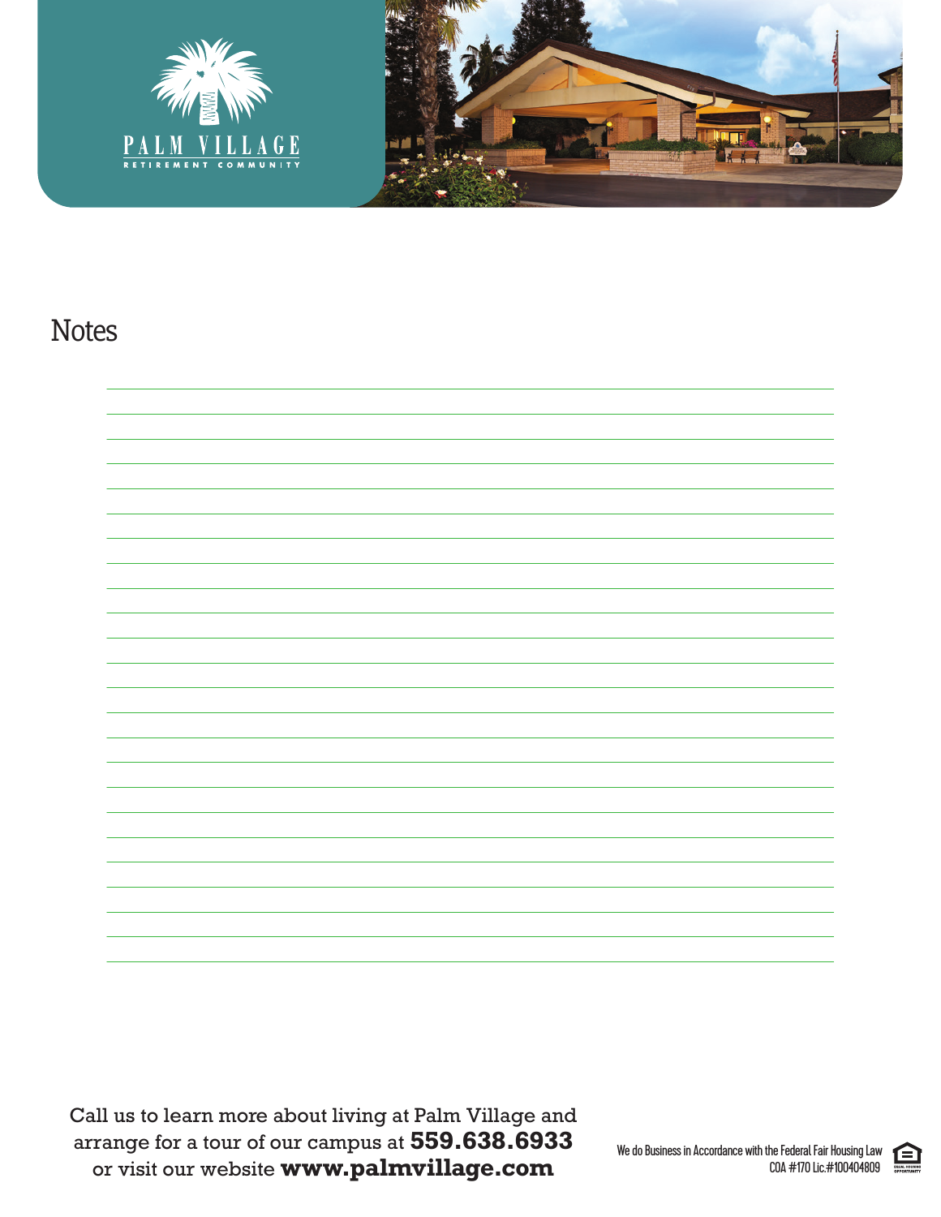PALM VILLAGE

RETIREMENT COMMUNITY

# Notes

Call us to learn more about living at Palm Village and arrange for a tour of our campus at **559.638.6933** or visit our website **www.palmvillage.com**

We do Business in Accordance with the Federal Fair Housing Law
COA #170 Lic.#100404809